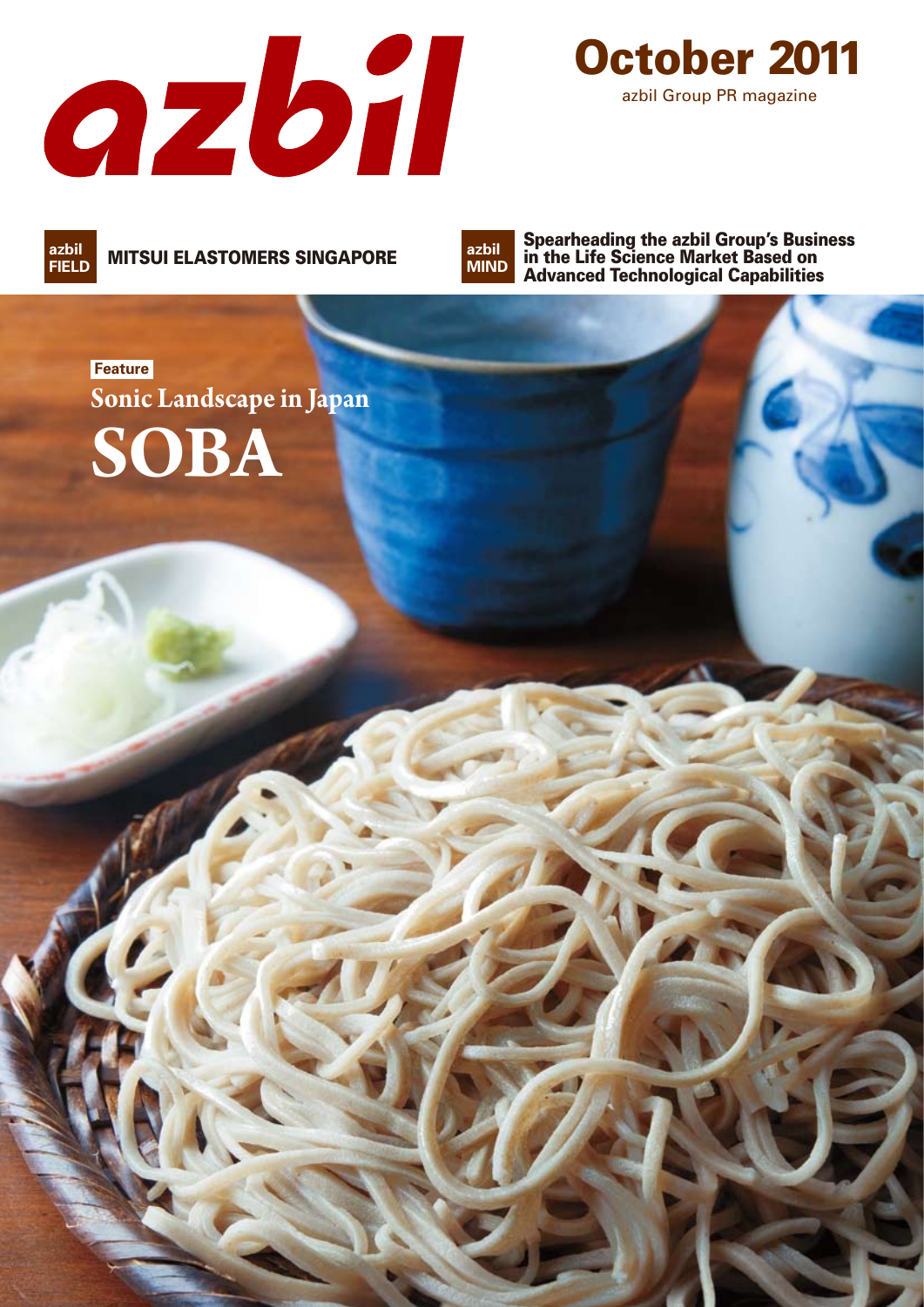# azbil

**October 2011**

azbil Group PR magazine

**azbil FIELD** MITSUI ELASTOMERS SINGAPORE

**azbil MIND** Spearheading the azbil Group's Business in the Life Science Market Based on Advanced Technological Capabilities

Feature

## Sonic Landscape in Japan

# SOBA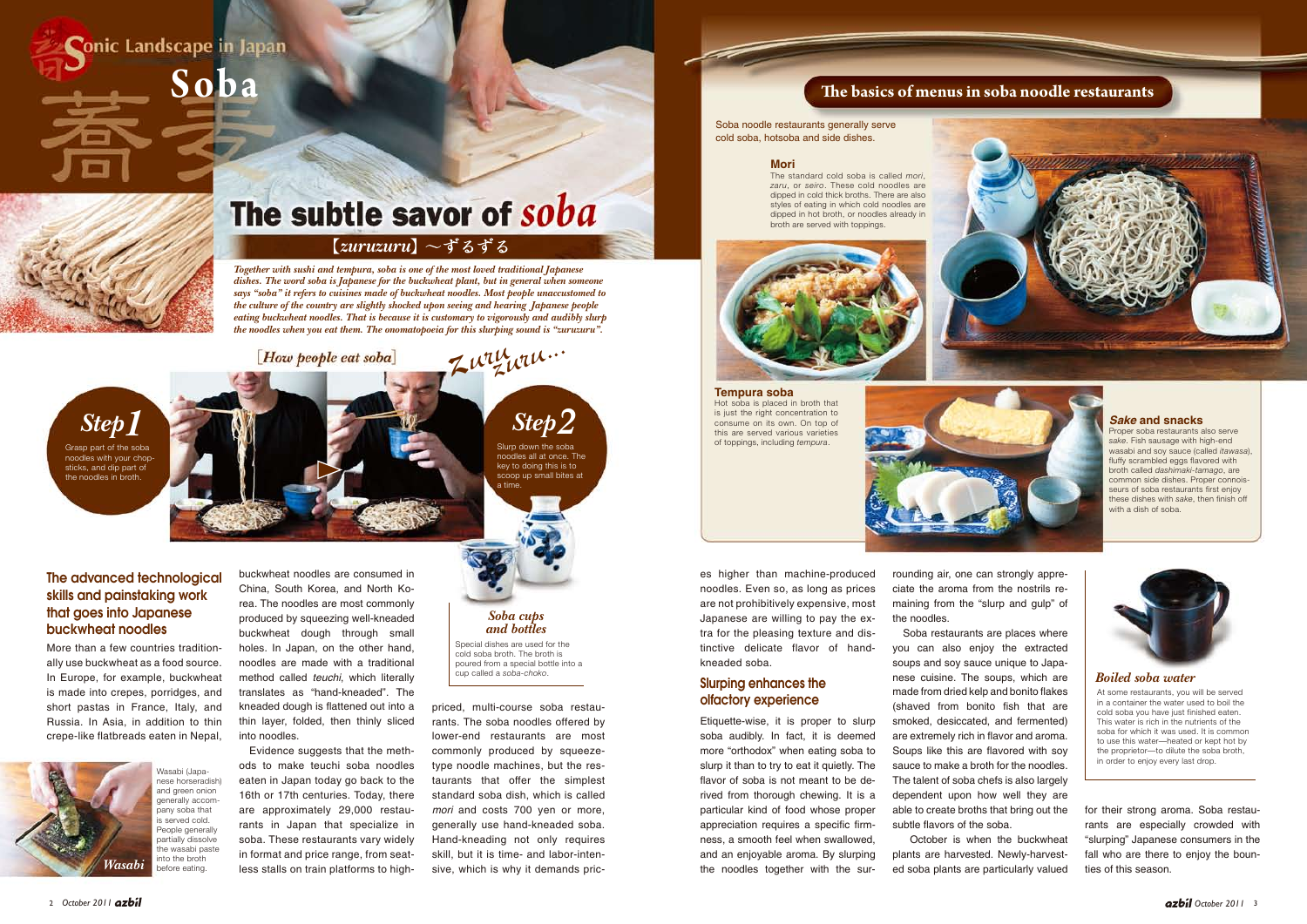Sonic Landscape in Japan

# Soba

# The subtle savor of *soba*

## 【*zuruzuru*】～ずるずる

***Together with sushi and tempura, soba is one of the most loved traditional Japanese dishes. The word soba is Japanese for the buckwheat plant, but in general when someone says "soba" it refers to cuisines made of buckwheat noodles. Most people unaccustomed to the culture of the country are slightly shocked upon seeing and hearing Japanese people eating buckwheat noodles. That is because it is customary to vigorously and audibly slurp the noodles when you eat them. The onomatopoeia for this slurping sound is "zuruzuru".***

### [*How people eat soba*]

*Zuru zuru...*

**Step 1**
Grasp part of the soba noodles with your chopsticks, and dip part of the noodles in broth.

**Step 2**
Slurp down the soba noodles all at once. The key to doing this is to scoop up small bites at a time.

### The advanced technological skills and painstaking work that goes into Japanese buckwheat noodles

More than a few countries traditionally use buckwheat as a food source. In Europe, for example, buckwheat is made into crepes, porridges, and short pastas in France, Italy, and Russia. In Asia, in addition to thin crepe-like flatbreads eaten in Nepal, buckwheat noodles are consumed in China, South Korea, and North Korea. The noodles are most commonly produced by squeezing well-kneaded buckwheat dough through small holes. In Japan, on the other hand, noodles are made with a traditional method called *teuchi*, which literally translates as "hand-kneaded". The kneaded dough is flattened out into a thin layer, folded, then thinly sliced into noodles.

Evidence suggests that the methods to make teuchi soba noodles eaten in Japan today go back to the 16th or 17th centuries. Today, there are approximately 29,000 restaurants in Japan that specialize in soba. These restaurants vary widely in format and price range, from seatless stalls on train platforms to high-priced, multi-course soba restaurants. The soba noodles offered by lower-end restaurants are most commonly produced by squeeze-type noodle machines, but the restaurants that offer the simplest standard soba dish, which is called *mori* and costs 700 yen or more, generally use hand-kneaded soba. Hand-kneading not only requires skill, but it is time- and labor-intensive, which is why it demands prices higher than machine-produced noodles. Even so, as long as prices are not prohibitively expensive, most Japanese are willing to pay the extra for the pleasing texture and distinctive delicate flavor of hand-kneaded soba.

### Slurping enhances the olfactory experience

Etiquette-wise, it is proper to slurp soba audibly. In fact, it is deemed more "orthodox" when eating soba to slurp it than to try to eat it quietly. The flavor of soba is not meant to be derived from thorough chewing. It is a particular kind of food whose proper appreciation requires a specific firmness, a smooth feel when swallowed, and an enjoyable aroma. By slurping the noodles together with the surrounding air, one can strongly appreciate the aroma from the nostrils remaining from the "slurp and gulp" of the noodles.

Soba restaurants are places where you can also enjoy the extracted soups and soy sauce unique to Japanese cuisine. The soups, which are made from dried kelp and bonito flakes (shaved from bonito fish that are smoked, desiccated, and fermented) are extremely rich in flavor and aroma. Soups like this are flavored with soy sauce to make a broth for the noodles. The talent of soba chefs is also largely dependent upon how well they are able to create broths that bring out the subtle flavors of the soba.

October is when the buckwheat plants are harvested. Newly-harvested soba plants are particularly valued for their strong aroma. Soba restaurants are especially crowded with "slurping" Japanese consumers in the fall who are there to enjoy the bounties of this season.

Wasabi (Japanese horseradish) and green onion generally accompany soba that is served cold. People generally partially dissolve the wasabi paste into the broth before eating.

*Wasabi*

***Soba cups and bottles***
Special dishes are used for the cold soba broth. The broth is poured from a special bottle into a cup called a *soba-choko*.

## The basics of menus in soba noodle restaurants

Soba noodle restaurants generally serve cold soba, hotsoba and side dishes.

**Mori**
The standard cold soba is called *mori*, *zaru*, or *seiro*. These cold noodles are dipped in cold thick broths. There are also styles of eating in which cold noodles are dipped in hot broth, or noodles already in broth are served with toppings.

**Tempura soba**
Hot soba is placed in broth that is just the right concentration to consume on its own. On top of this are served various varieties of toppings, including *tempura*.

***Sake* and snacks**
Proper soba restaurants also serve sake. Fish sausage with high-end wasabi and soy sauce (called *itawasa*), fluffy scrambled eggs flavored with broth called *dashimaki-tamago*, are common side dishes. Proper connoisseurs of soba restaurants first enjoy these dishes with *sake*, then finish off with a dish of soba.

***Boiled soba water***
At some restaurants, you will be served in a container the water used to boil the cold soba you have just finished eaten. This water is rich in the nutrients of the soba for which it was used. It is common to use this water—heated or kept hot by the proprietor—to dilute the soba broth, in order to enjoy every last drop.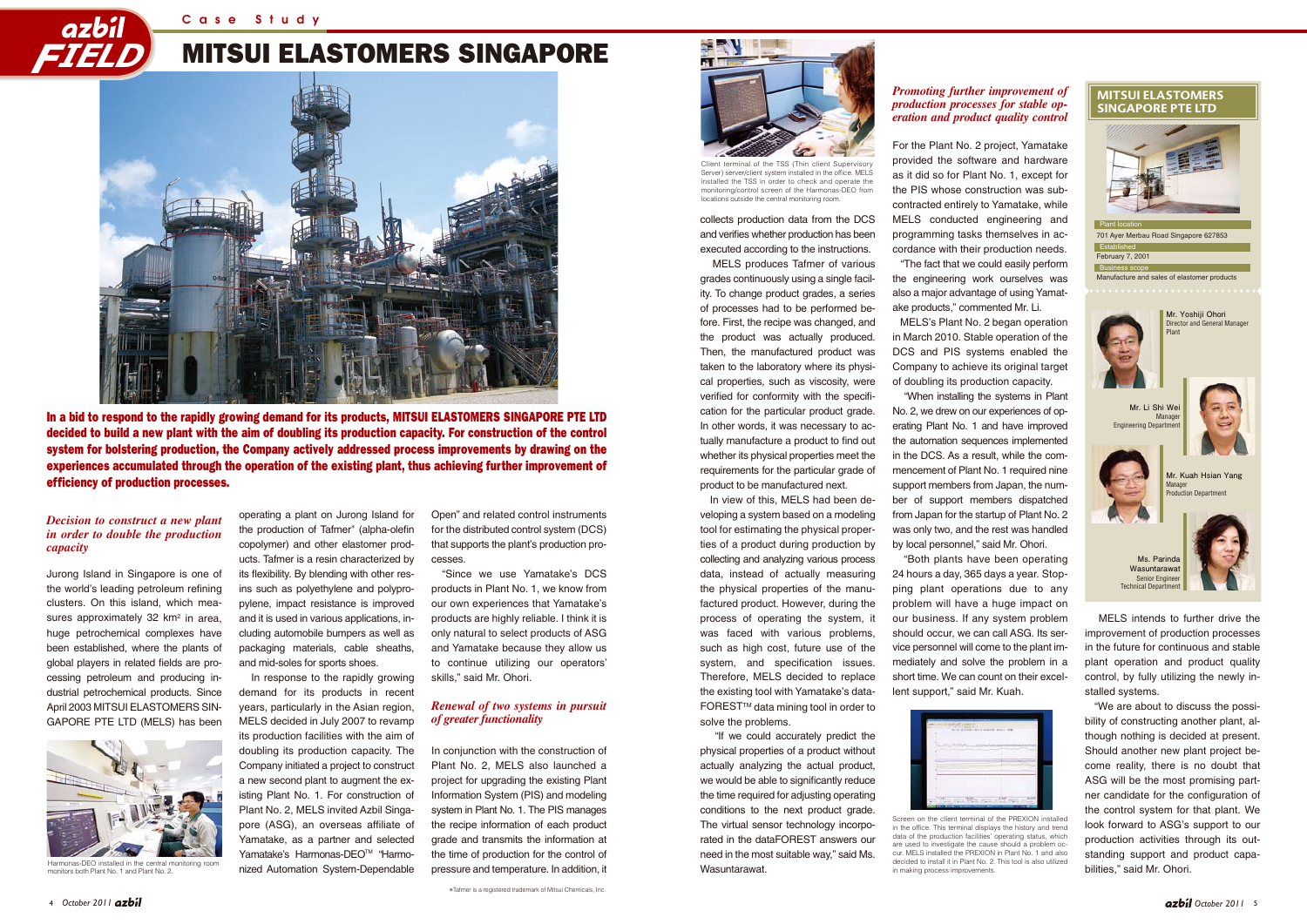Case Study

# MITSUI ELASTOMERS SINGAPORE

**In a bid to respond to the rapidly growing demand for its products, MITSUI ELASTOMERS SINGAPORE PTE LTD decided to build a new plant with the aim of doubling its production capacity. For construction of the control system for bolstering production, the Company actively addressed process improvements by drawing on the experiences accumulated through the operation of the existing plant, thus achieving further improvement of efficiency of production processes.**

## *Decision to construct a new plant in order to double the production capacity*

Jurong Island in Singapore is one of the world's leading petroleum refining clusters. On this island, which measures approximately 32 km² in area, huge petrochemical complexes have been established, where the plants of global players in related fields are processing petroleum and producing industrial petrochemical products. Since April 2003 MITSUI ELASTOMERS SINGAPORE PTE LTD (MELS) has been operating a plant on Jurong Island for the production of Tafmer* (alpha-olefin copolymer) and other elastomer products. Tafmer is a resin characterized by its flexibility. By blending with other resins such as polyethylene and polypropylene, impact resistance is improved and it is used in various applications, including automobile bumpers as well as packaging materials, cable sheaths, and mid-soles for sports shoes.

In response to the rapidly growing demand for its products in recent years, particularly in the Asian region, MELS decided in July 2007 to revamp its production facilities with the aim of doubling its production capacity. The Company initiated a project to construct a new second plant to augment the existing Plant No. 1. For construction of Plant No. 2, MELS invited Azbil Singapore (ASG), an overseas affiliate of Yamatake, as a partner and selected Yamatake's Harmonas-DEO™ "Harmonized Automation System-Dependable Open" and related control instruments for the distributed control system (DCS) that supports the plant's production processes.

Harmonas-DEO installed in the central monitoring room monitors both Plant No. 1 and Plant No. 2.

"Since we use Yamatake's DCS products in Plant No. 1, we know from our own experiences that Yamatake's products are highly reliable. I think it is only natural to select products of ASG and Yamatake because they allow us to continue utilizing our operators' skills," said Mr. Ohori.

## *Renewal of two systems in pursuit of greater functionality*

In conjunction with the construction of Plant No. 2, MELS also launched a project for upgrading the existing Plant Information System (PIS) and modeling system in Plant No. 1. The PIS manages the recipe information of each product grade and transmits the information at the time of production for the control of pressure and temperature. In addition, it collects production data from the DCS and verifies whether production has been executed according to the instructions.

Client terminal of the TSS (Thin client Supervisory Server) server/client system installed in the office. MELS installed the TSS in order to check and operate the monitoring/control screen of the Harmonas-DEO from locations outside the central monitoring room.

MELS produces Tafmer of various grades continuously using a single facility. To change product grades, a series of processes had to be performed before. First, the recipe was changed, and the product was actually produced. Then, the manufactured product was taken to the laboratory where its physical properties, such as viscosity, were verified for conformity with the specification for the particular product grade. In other words, it was necessary to actually manufacture a product to find out whether its physical properties met the requirements for the particular grade of product to be manufactured next.

In view of this, MELS had been developing a system based on a modeling tool for estimating the physical properties of a product during production by collecting and analyzing various process data, instead of actually measuring the physical properties of the manufactured product. However, during the process of operating the system, it was faced with various problems, such as high cost, future use of the system, and specification issues. Therefore, MELS decided to replace the existing tool with Yamatake's dataFOREST™ data mining tool in order to solve the problems.

"If we could accurately predict the physical properties of a product without actually analyzing the actual product, we would be able to significantly reduce the time required for adjusting operating conditions to the next product grade. The virtual sensor technology incorporated in the dataFOREST answers our need in the most suitable way," said Ms. Wasuntarawat.

## *Promoting further improvement of production processes for stable operation and product quality control*

For the Plant No. 2 project, Yamatake provided the software and hardware as it did so for Plant No. 1, except for the PIS whose construction was subcontracted entirely to Yamatake, while MELS conducted engineering and programming tasks themselves in accordance with their production needs.

"The fact that we could easily perform the engineering work ourselves was also a major advantage of using Yamatake products," commented Mr. Li.

MELS's Plant No. 2 began operation in March 2010. Stable operation of the DCS and PIS systems enabled the Company to achieve its original target of doubling its production capacity.

"When installing the systems in Plant No. 2, we drew on our experiences of operating Plant No. 1 and have improved the automation sequences implemented in the DCS. As a result, while the commencement of Plant No. 1 required nine support members from Japan, the number of support members dispatched from Japan for the startup of Plant No. 2 was only two, and the rest was handled by local personnel," said Mr. Ohori.

"Both plants have been operating 24 hours a day, 365 days a year. Stopping plant operations due to any problem will have a huge impact on our business. If any system problem should occur, we can call ASG. Its service personnel will come to the plant immediately and solve the problem in a short time. We can count on their excellent support," said Mr. Kuah.

Screen on the client terminal of the PREXION installed in the office. This terminal displays the history and trend data of the production facilities' operating status, which are used to investigate the cause should a problem occur. MELS installed the PREXION in Plant No. 1 and also decided to install it in Plant No. 2. This tool is also utilized in making process improvements.

MELS intends to further drive the improvement of production processes in the future for continuous and stable plant operation and product quality control, by fully utilizing the newly installed systems.

"We are about to discuss the possibility of constructing another plant, although nothing is decided at present. Should another new plant project become reality, there is no doubt that ASG will be the most promising partner candidate for the configuration of the control system for that plant. We look forward to ASG's support to our production activities through its outstanding support and product capabilities," said Mr. Ohori.

### MITSUI ELASTOMERS SINGAPORE PTE LTD

**Plant location**
701 Ayer Merbau Road Singapore 627853

**Established**
February 7, 2001

**Business scope**
Manufacture and sales of elastomer products

Mr. Yoshiji Ohori
Director and General Manager
Plant

Mr. Li Shi Wei
Manager
Engineering Department

Mr. Kuah Hsian Yang
Manager
Production Department

Ms. Parinda Wasuntarawat
Senior Engineer
Technical Department

*Tafmer is a registered trademark of Mitsui Chemicals, Inc.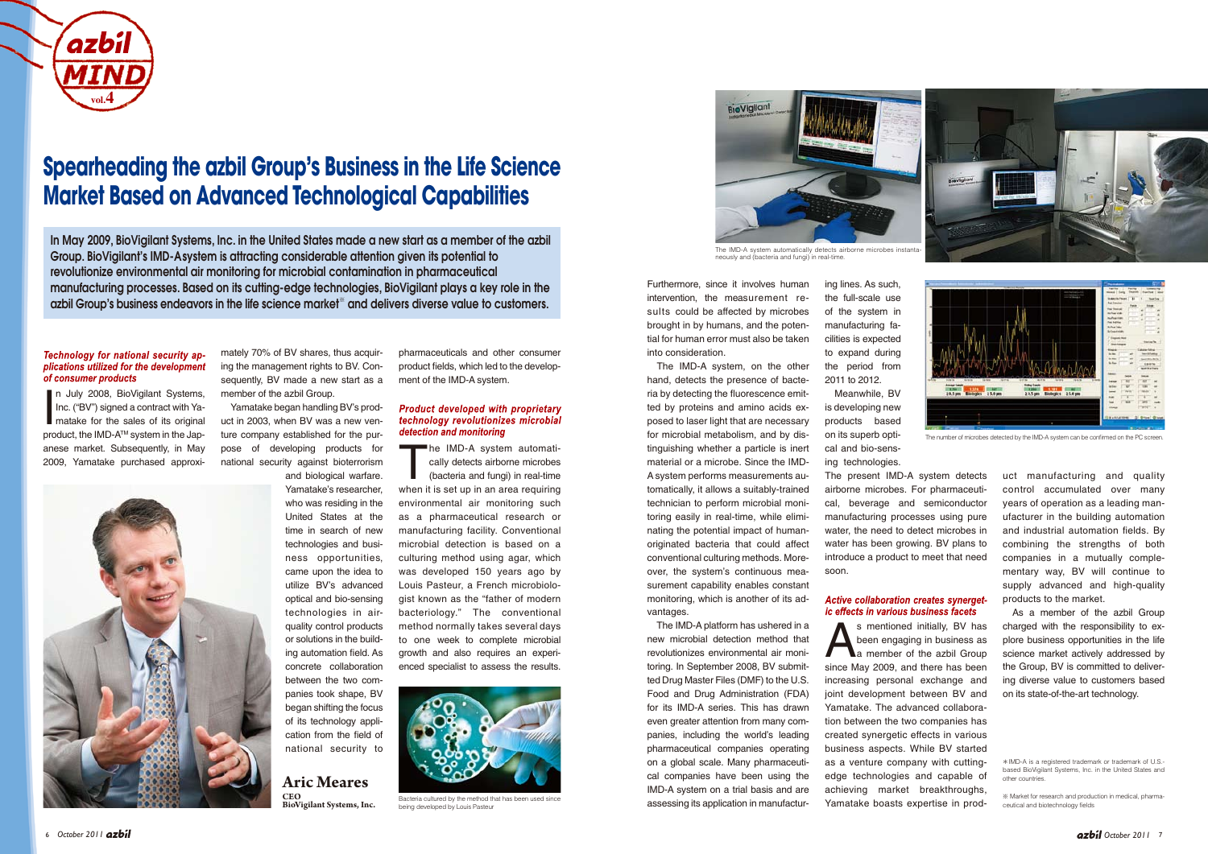# Spearheading the azbil Group's Business in the Life Science Market Based on Advanced Technological Capabilities

**In May 2009, BioVigilant Systems, Inc. in the United States made a new start as a member of the azbil Group. BioVigilant's IMD-Asystem is attracting considerable attention given its potential to revolutionize environmental air monitoring for microbial contamination in pharmaceutical manufacturing processes. Based on its cutting-edge technologies, BioVigilant plays a key role in the azbil Group's business endeavors in the life science market※ and delivers diverse value to customers.**

### *Technology for national security applications utilized for the development of consumer products*

In July 2008, BioVigilant Systems, Inc. ("BV") signed a contract with Yamatake for the sales of its original product, the IMD-A™ system in the Japanese market. Subsequently, in May 2009, Yamatake purchased approximately 70% of BV shares, thus acquiring the management rights to BV. Consequently, BV made a new start as a member of the azbil Group.

Yamatake began handling BV's product in 2003, when BV was a new venture company established for the purpose of developing products for national security against bioterrorism and biological warfare. Yamatake's researcher, who was residing in the United States at the time in search of new technologies and business opportunities, came upon the idea to utilize BV's advanced optical and bio-sensing technologies in air-quality control products or solutions in the building automation field. As concrete collaboration between the two companies took shape, BV began shifting the focus of its technology application from the field of national security to pharmaceuticals and other consumer product fields, which led to the development of the IMD-A system.

**Aric Meares**
**CEO**
**BioVigilant Systems, Inc.**

### *Product developed with proprietary technology revolutionizes microbial detection and monitoring*

The IMD-A system automatically detects airborne microbes (bacteria and fungi) in real-time when it is set up in an area requiring environmental air monitoring such as a pharmaceutical research or manufacturing facility. Conventional microbial detection is based on a culturing method using agar, which was developed 150 years ago by Louis Pasteur, a French microbiologist known as the "father of modern bacteriology." The conventional method normally takes several days to one week to complete microbial growth and also requires an experienced specialist to assess the results.

Bacteria cultured by the method that has been used since being developed by Louis Pasteur

Furthermore, since it involves human intervention, the measurement results could be affected by microbes brought in by humans, and the potential for human error must also be taken into consideration.

The IMD-A system, on the other hand, detects the presence of bacteria by detecting the fluorescence emitted by proteins and amino acids exposed to laser light that are necessary for microbial metabolism, and by distinguishing whether a particle is inert material or a microbe. Since the IMD-A system performs measurements automatically, it allows a suitably-trained technician to perform microbial monitoring easily in real-time, while eliminating the potential impact of human-originated bacteria that could affect conventional culturing methods. Moreover, the system's continuous measurement capability enables constant monitoring, which is another of its advantages.

The IMD-A platform has ushered in a new microbial detection method that revolutionizes environmental air monitoring. In September 2008, BV submitted Drug Master Files (DMF) to the U.S. Food and Drug Administration (FDA) for its IMD-A series. This has drawn even greater attention from many companies, including the world's leading pharmaceutical companies operating on a global scale. Many pharmaceutical companies have been using the IMD-A system on a trial basis and are assessing its application in manufacturing lines. As such, the full-scale use of the system in manufacturing facilities is expected to expand during the period from 2011 to 2012.

Meanwhile, BV is developing new products based on its superb optical and bio-sensing technologies. The present IMD-A system detects airborne microbes. For pharmaceutical, beverage and semiconductor manufacturing processes using pure water, the need to detect microbes in water has been growing. BV plans to introduce a product to meet that need soon.

The IMD-A system automatically detects airborne microbes instantaneously and (bacteria and fungi) in real-time.

The number of microbes detected by the IMD-A system can be confirmed on the PC screen.

### *Active collaboration creates synergetic effects in various business facets*

As mentioned initially, BV has been engaging in business as a member of the azbil Group since May 2009, and there has been increasing personal exchange and joint development between BV and Yamatake. The advanced collaboration between the two companies has created synergetic effects in various business aspects. While BV started as a venture company with cutting-edge technologies and capable of achieving market breakthroughs, Yamatake boasts expertise in product manufacturing and quality control accumulated over many years of operation as a leading manufacturer in the building automation and industrial automation fields. By combining the strengths of both companies in a mutually complementary way, BV will continue to supply advanced and high-quality products to the market.

As a member of the azbil Group charged with the responsibility to explore business opportunities in the life science market actively addressed by the Group, BV is committed to delivering diverse value to customers based on its state-of-the-art technology.

＊IMD-A is a registered trademark or trademark of U.S.-based BioVigilant Systems, Inc. in the United States and other countries.

※ Market for research and production in medical, pharmaceutical and biotechnology fields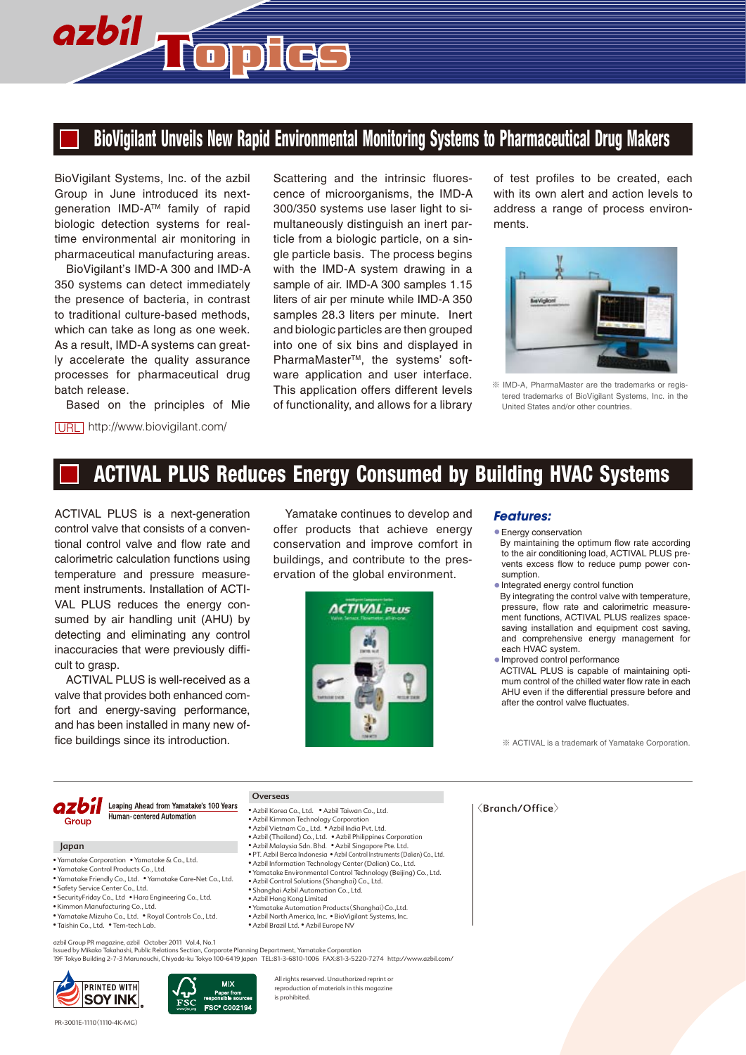azbil Topics

## BioVigilant Unveils New Rapid Environmental Monitoring Systems to Pharmaceutical Drug Makers

BioVigilant Systems, Inc. of the azbil Group in June introduced its next-generation IMD-A™ family of rapid biologic detection systems for real-time environmental air monitoring in pharmaceutical manufacturing areas.

BioVigilant's IMD-A 300 and IMD-A 350 systems can detect immediately the presence of bacteria, in contrast to traditional culture-based methods, which can take as long as one week. As a result, IMD-A systems can greatly accelerate the quality assurance processes for pharmaceutical drug batch release.

Based on the principles of Mie Scattering and the intrinsic fluorescence of microorganisms, the IMD-A 300/350 systems use laser light to simultaneously distinguish an inert particle from a biologic particle, on a single particle basis. The process begins with the IMD-A system drawing in a sample of air. IMD-A 300 samples 1.15 liters of air per minute while IMD-A 350 samples 28.3 liters per minute. Inert and biologic particles are then grouped into one of six bins and displayed in PharmaMaster™, the systems' software application and user interface. This application offers different levels of functionality, and allows for a library of test profiles to be created, each with its own alert and action levels to address a range of process environments.

URL http://www.biovigilant.com/

※ IMD-A, PharmaMaster are the trademarks or registered trademarks of BioVigilant Systems, Inc. in the United States and/or other countries.

## ACTIVAL PLUS Reduces Energy Consumed by Building HVAC Systems

ACTIVAL PLUS is a next-generation control valve that consists of a conventional control valve and flow rate and calorimetric calculation functions using temperature and pressure measurement instruments. Installation of ACTIVAL PLUS reduces the energy consumed by air handling unit (AHU) by detecting and eliminating any control inaccuracies that were previously difficult to grasp.

ACTIVAL PLUS is well-received as a valve that provides both enhanced comfort and energy-saving performance, and has been installed in many new office buildings since its introduction.

Yamatake continues to develop and offer products that achieve energy conservation and improve comfort in buildings, and contribute to the preservation of the global environment.

### *Features:*

- Energy conservation
  By maintaining the optimum flow rate according to the air conditioning load, ACTIVAL PLUS prevents excess flow to reduce pump power consumption.
- Integrated energy control function
  By integrating the control valve with temperature, pressure, flow rate and calorimetric measurement functions, ACTIVAL PLUS realizes space-saving installation and equipment cost saving, and comprehensive energy management for each HVAC system.
- Improved control performance
  ACTIVAL PLUS is capable of maintaining optimum control of the chilled water flow rate in each AHU even if the differential pressure before and after the control valve fluctuates.

※ ACTIVAL is a trademark of Yamatake Corporation.

---

azbil Group — Leaping Ahead from Yamatake's 100 Years — Human-centered Automation

**Japan**

- Yamatake Corporation
- Yamatake & Co., Ltd.
- Yamatake Control Products Co., Ltd.
- Yamatake Friendly Co., Ltd.
- Yamatake Care-Net Co., Ltd.
- Safety Service Center Co., Ltd.
- SecurityFriday Co., Ltd
- Hara Engineering Co., Ltd.
- Kimmon Manufacturing Co., Ltd.
- Yamatake Mizuho Co., Ltd.
- Royal Controls Co., Ltd.
- Taishin Co., Ltd.
- Tem-tech Lab.

**Overseas**

- Azbil Korea Co., Ltd.
- Azbil Taiwan Co., Ltd.
- Azbil Kimmon Technology Corporation
- Azbil Vietnam Co., Ltd.
- Azbil India Pvt. Ltd.
- Azbil (Thailand) Co., Ltd.
- Azbil Philippines Corporation
- Azbil Malaysia Sdn. Bhd.
- Azbil Singapore Pte. Ltd.
- PT. Azbil Berca Indonesia
- Azbil Control Instruments (Dalian) Co., Ltd.
- Azbil Information Technology Center (Dalian) Co., Ltd.
- Yamatake Environmental Control Technology (Beijing) Co., Ltd.
- Azbil Control Solutions (Shanghai) Co., Ltd.
- Shanghai Azbil Automation Co., Ltd.
- Azbil Hong Kong Limited
- Yamatake Automation Products (Shanghai) Co.,Ltd.
- Azbil North America, Inc.
- BioVigilant Systems, Inc.
- Azbil Brazil Ltd.
- Azbil Europe NV

〈Branch/Office〉

azbil Group PR magazine, azbil October 2011 Vol.4, No.1
Issued by Mikako Takahashi, Public Relations Section, Corporate Planning Department, Yamatake Corporation
19F Tokyo Building 2-7-3 Marunouchi, Chiyoda-ku Tokyo 100-6419 Japan TEL:81-3-6810-1006 FAX:81-3-5220-7274 http://www.azbil.com/

PRINTED WITH SOY INK

MIX Paper from responsible sources FSC® C002194

All rights reserved. Unauthorized reprint or reproduction of materials in this magazine is prohibited.

PR-3001E-1110(1110-4K-MG)